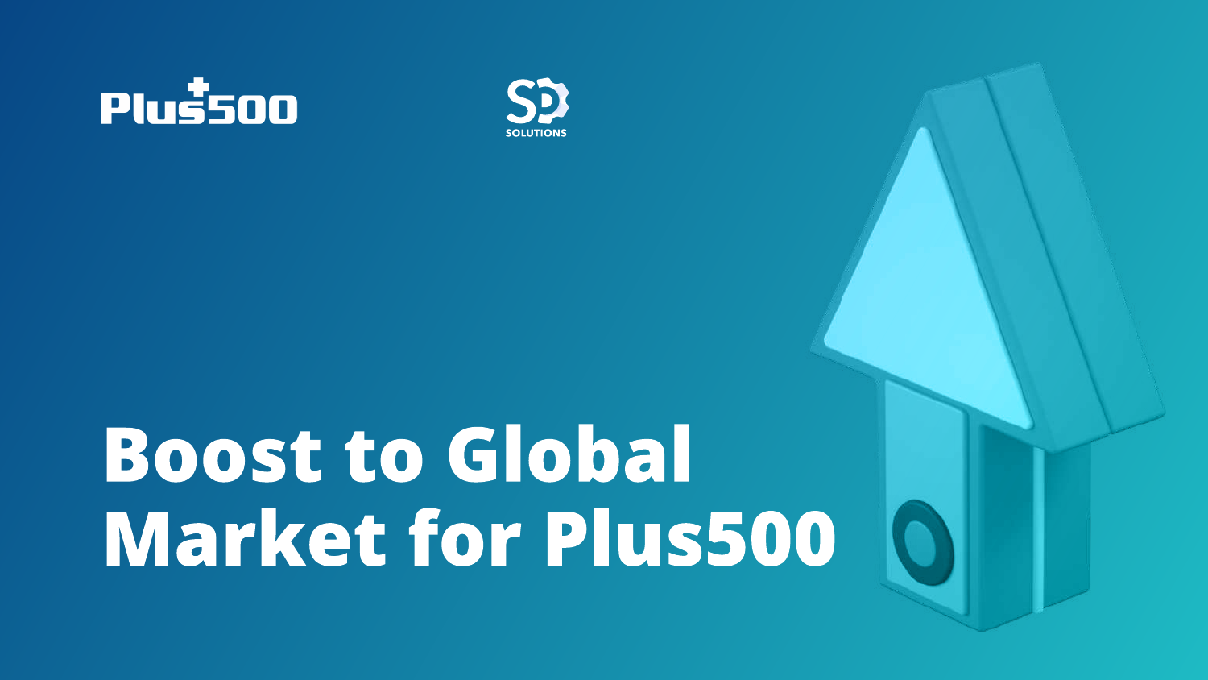Plus500

SD SOLUTIONS

# Boost to Global Market for Plus500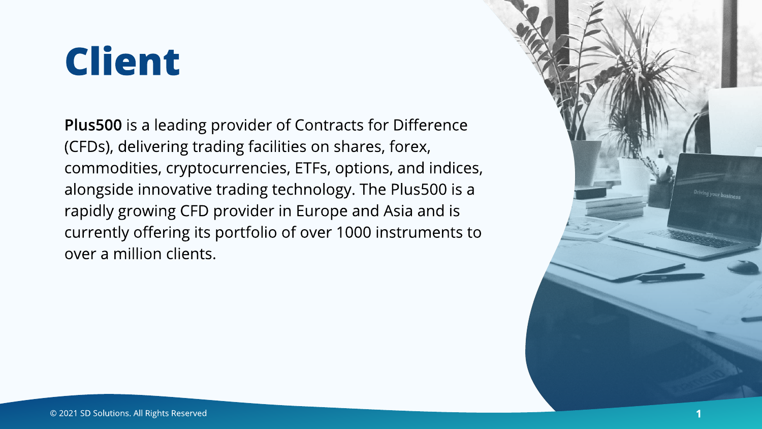# Client

**Plus500** is a leading provider of Contracts for Difference (CFDs), delivering trading facilities on shares, forex, commodities, cryptocurrencies, ETFs, options, and indices, alongside innovative trading technology. The Plus500 is a rapidly growing CFD provider in Europe and Asia and is currently offering its portfolio of over 1000 instruments to over a million clients.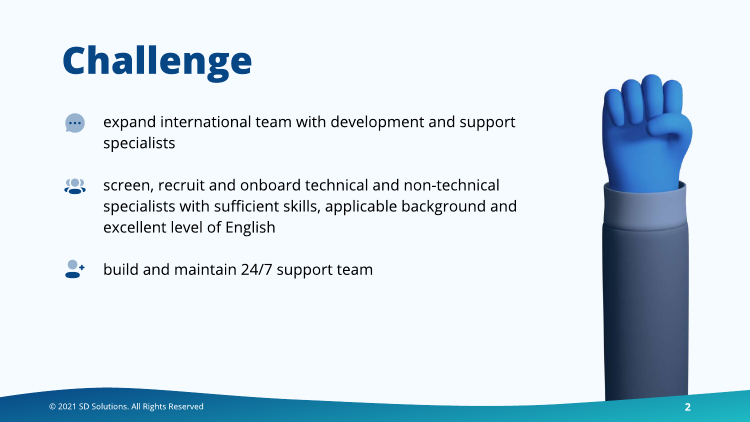# Challenge

- expand international team with development and support specialists
- screen, recruit and onboard technical and non-technical specialists with sufficient skills, applicable background and excellent level of English
- build and maintain 24/7 support team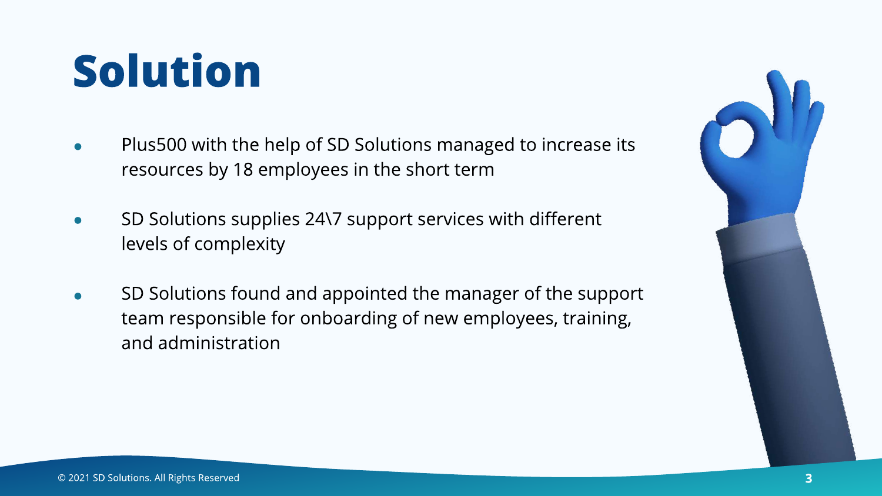# Solution

- Plus500 with the help of SD Solutions managed to increase its resources by 18 employees in the short term
- SD Solutions supplies 24\7 support services with different levels of complexity
- SD Solutions found and appointed the manager of the support team responsible for onboarding of new employees, training, and administration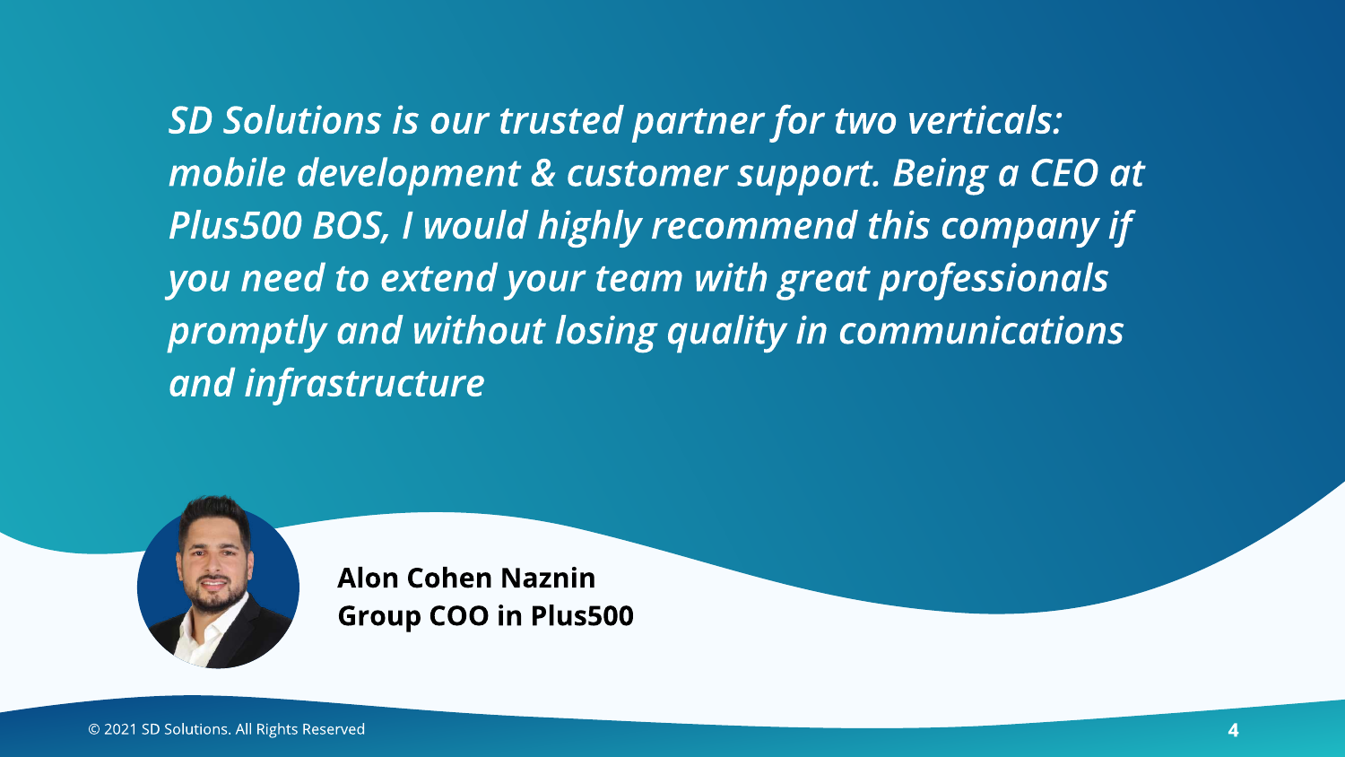*SD Solutions is our trusted partner for two verticals: mobile development & customer support. Being a CEO at Plus500 BOS, I would highly recommend this company if you need to extend your team with great professionals promptly and without losing quality in communications and infrastructure*

**Alon Cohen Naznin**
**Group COO in Plus500**

© 2021 SD Solutions. All Rights Reserved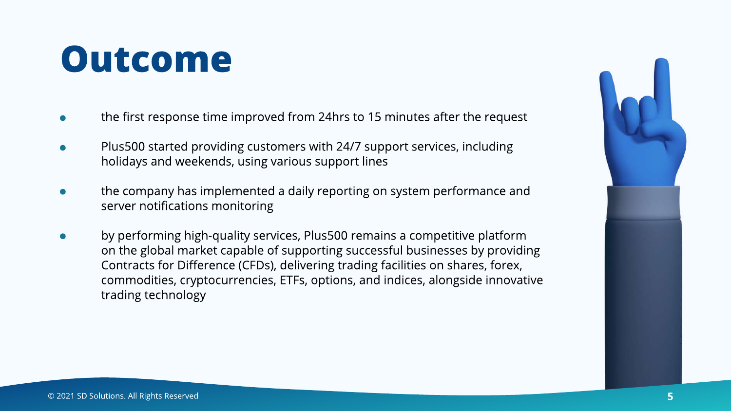# Outcome

- the first response time improved from 24hrs to 15 minutes after the request
- Plus500 started providing customers with 24/7 support services, including holidays and weekends, using various support lines
- the company has implemented a daily reporting on system performance and server notifications monitoring
- by performing high-quality services, Plus500 remains a competitive platform on the global market capable of supporting successful businesses by providing Contracts for Difference (CFDs), delivering trading facilities on shares, forex, commodities, cryptocurrencies, ETFs, options, and indices, alongside innovative trading technology

© 2021 SD Solutions. All Rights Reserved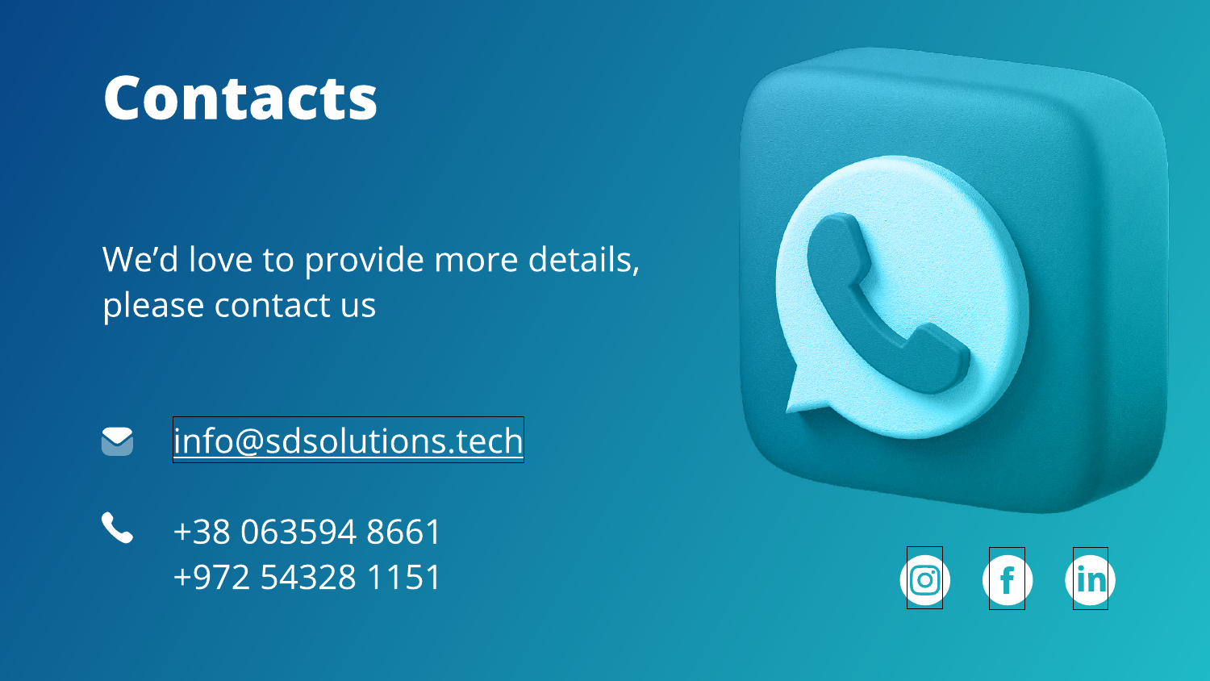# Contacts

We'd love to provide more details, please contact us

info@sdsolutions.tech

+38 063594 8661
+972 54328 1151